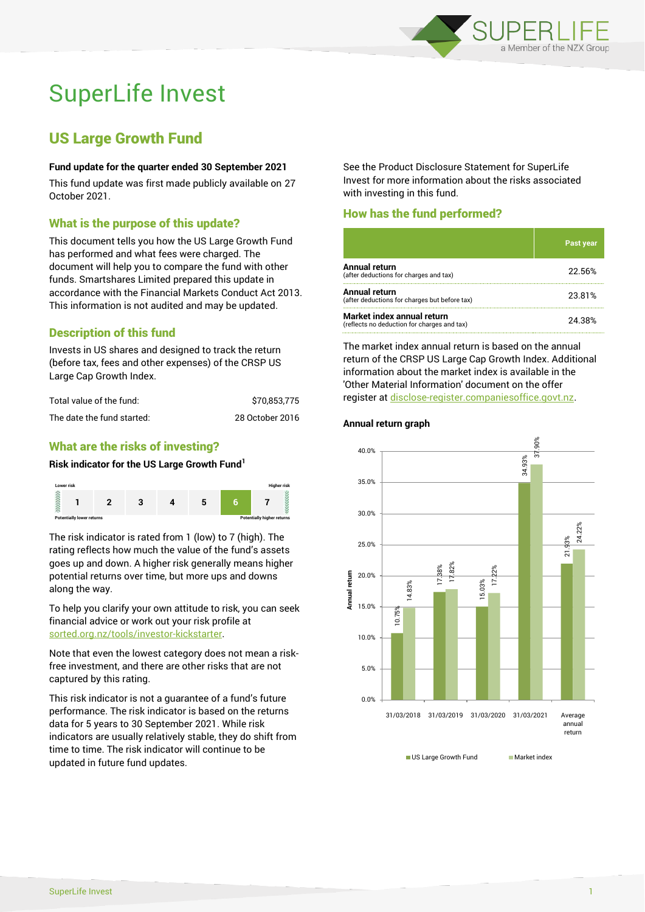# SuperLife Invest

## US Large Growth Fund

**Fund update for the quarter ended 30 September 2021**

This fund update was first made publicly available on 27 October 2021.

### What is the purpose of this update?

This document tells you how the US Large Growth Fund has performed and what fees were charged. The document will help you to compare the fund with other funds. Smartshares Limited prepared this update in accordance with the Financial Markets Conduct Act 2013. This information is not audited and may be updated.

### Description of this fund

Invests in US shares and designed to track the return (before tax, fees and other expenses) of the CRSP US Large Cap Growth Index.

| | |
|---|---|
| Total value of the fund: | $70,853,775 |
| The date the fund started: | 28 October 2016 |

### What are the risks of investing?

**Risk indicator for the US Large Growth Fund[1]**

| Lower risk | | | | | | Higher risk |
|---|---|---|---|---|---|---|
| 1 | 2 | 3 | 4 | 5 | **6** | 7 |
| Potentially lower returns | | | | | | Potentially higher returns |

The risk indicator is rated from 1 (low) to 7 (high). The rating reflects how much the value of the fund's assets goes up and down. A higher risk generally means higher potential returns over time, but more ups and downs along the way.

To help you clarify your own attitude to risk, you can seek financial advice or work out your risk profile at sorted.org.nz/tools/investor-kickstarter.

Note that even the lowest category does not mean a risk-free investment, and there are other risks that are not captured by this rating.

This risk indicator is not a guarantee of a fund's future performance. The risk indicator is based on the returns data for 5 years to 30 September 2021. While risk indicators are usually relatively stable, they do shift from time to time. The risk indicator will continue to be updated in future fund updates.

See the Product Disclosure Statement for SuperLife Invest for more information about the risks associated with investing in this fund.

### How has the fund performed?

| | Past year |
|---|---|
| **Annual return** (after deductions for charges and tax) | 22.56% |
| **Annual return** (after deductions for charges but before tax) | 23.81% |
| **Market index annual return** (reflects no deduction for charges and tax) | 24.38% |

The market index annual return is based on the annual return of the CRSP US Large Cap Growth Index. Additional information about the market index is available in the 'Other Material Information' document on the offer register at disclose-register.companiesoffice.govt.nz.

**Annual return graph**

| | US Large Growth Fund | Market index |
|---|---|---|
| 31/03/2018 | 10.75% | 14.83% |
| 31/03/2019 | 17.38% | 17.82% |
| 31/03/2020 | 15.03% | 17.22% |
| 31/03/2021 | 34.93% | 37.90% |
| Average annual return | 21.93% | 24.22% |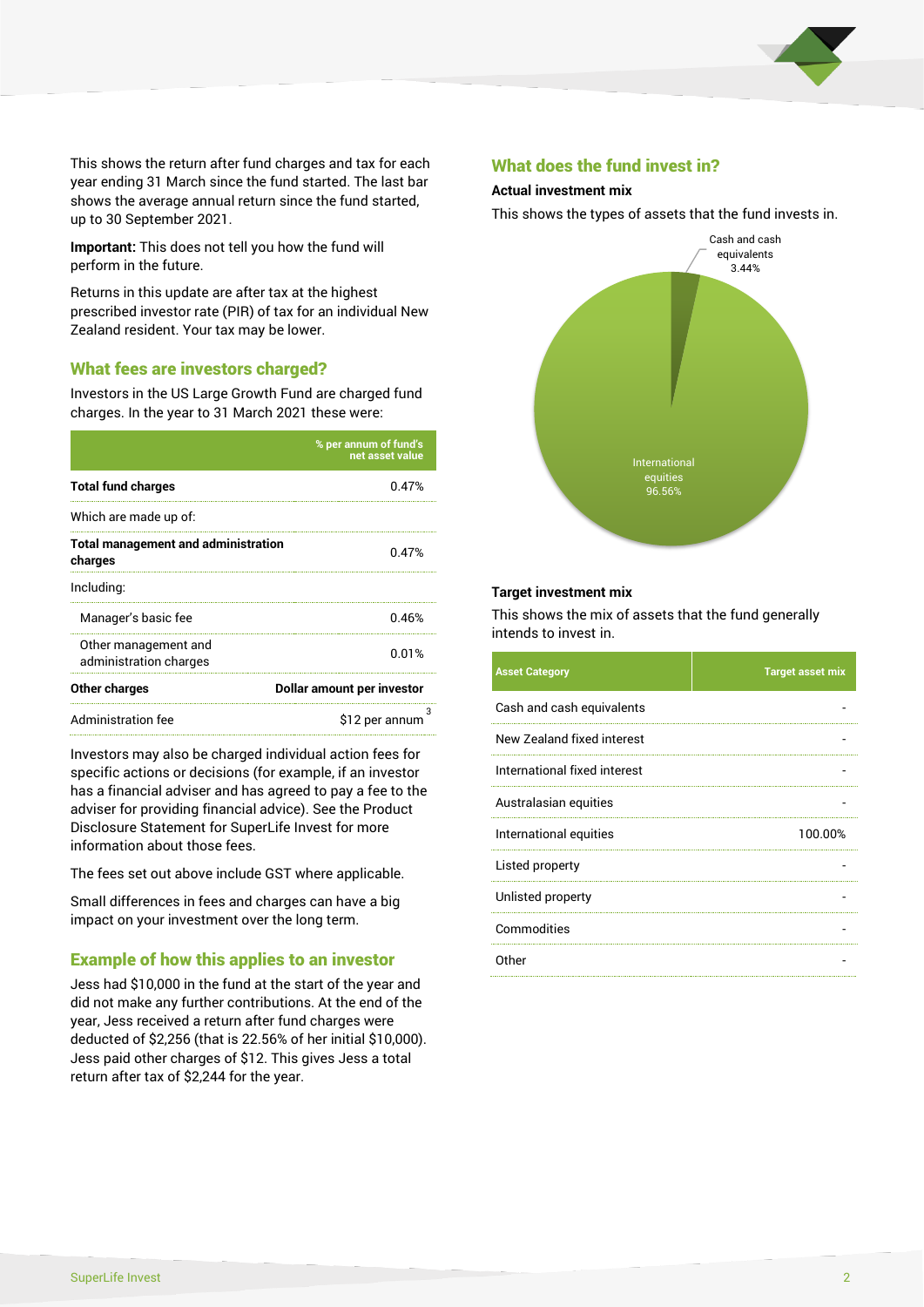This shows the return after fund charges and tax for each year ending 31 March since the fund started. The last bar shows the average annual return since the fund started, up to 30 September 2021.

**Important:** This does not tell you how the fund will perform in the future.

Returns in this update are after tax at the highest prescribed investor rate (PIR) of tax for an individual New Zealand resident. Your tax may be lower.

## What fees are investors charged?

Investors in the US Large Growth Fund are charged fund charges. In the year to 31 March 2021 these were:

| | % per annum of fund's net asset value |
|---|---|
| **Total fund charges** | 0.47% |
| Which are made up of: | |
| **Total management and administration charges** | 0.47% |
| Including: | |
| Manager's basic fee | 0.46% |
| Other management and administration charges | 0.01% |
| **Other charges** | **Dollar amount per investor** |
| Administration fee | $12 per annum [3] |

Investors may also be charged individual action fees for specific actions or decisions (for example, if an investor has a financial adviser and has agreed to pay a fee to the adviser for providing financial advice). See the Product Disclosure Statement for SuperLife Invest for more information about those fees.

The fees set out above include GST where applicable.

Small differences in fees and charges can have a big impact on your investment over the long term.

## Example of how this applies to an investor

Jess had $10,000 in the fund at the start of the year and did not make any further contributions. At the end of the year, Jess received a return after fund charges were deducted of $2,256 (that is 22.56% of her initial $10,000). Jess paid other charges of $12. This gives Jess a total return after tax of $2,244 for the year.

## What does the fund invest in?

### Actual investment mix

This shows the types of assets that the fund invests in.

Cash and cash equivalents 3.44%

International equities 96.56%

### Target investment mix

This shows the mix of assets that the fund generally intends to invest in.

| Asset Category | Target asset mix |
|---|---|
| Cash and cash equivalents | - |
| New Zealand fixed interest | - |
| International fixed interest | - |
| Australasian equities | - |
| International equities | 100.00% |
| Listed property | - |
| Unlisted property | - |
| Commodities | - |
| Other | - |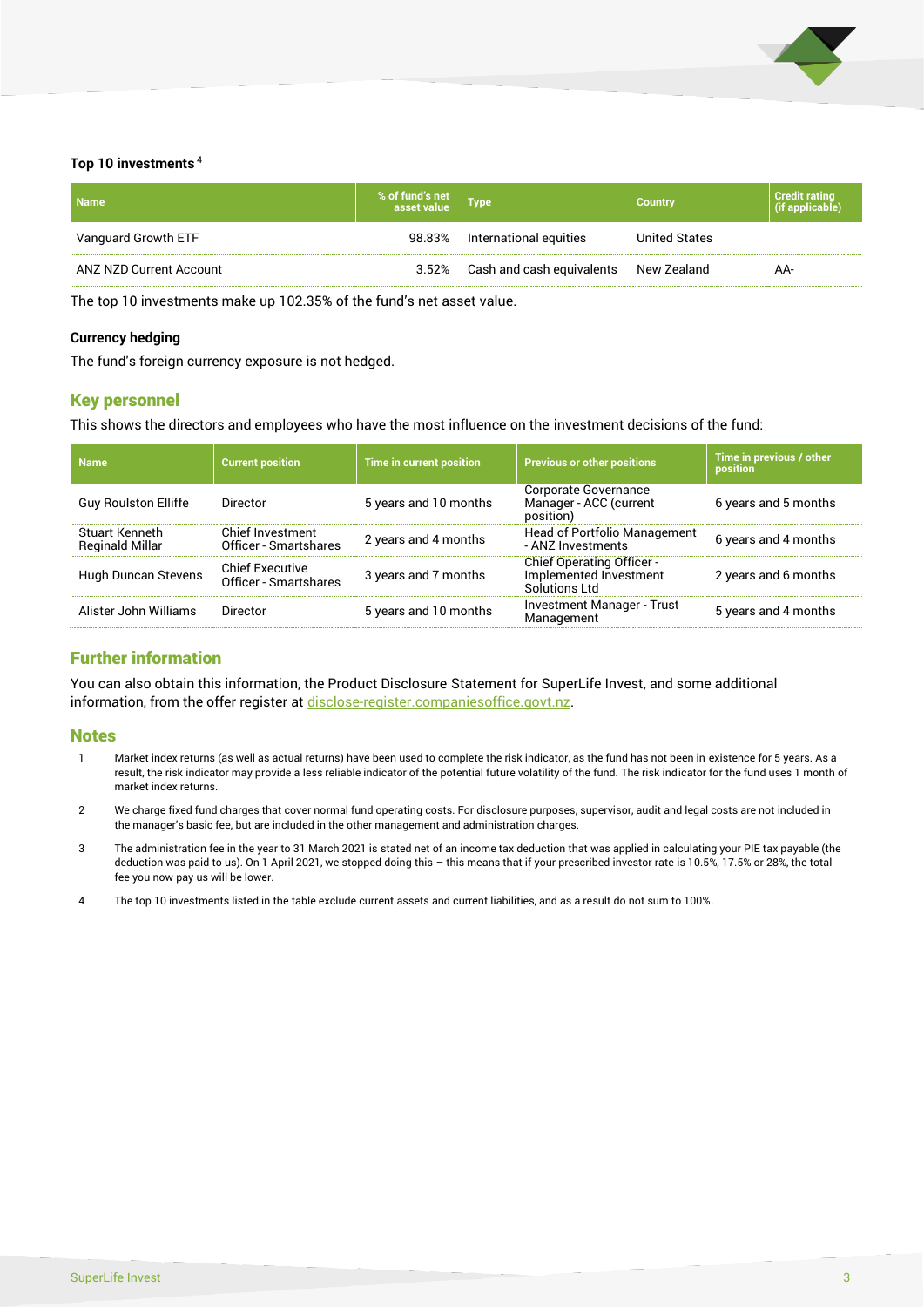#### Top 10 investments[4]

| Name | % of fund's net asset value | Type | Country | Credit rating (if applicable) |
|---|---|---|---|---|
| Vanguard Growth ETF | 98.83% | International equities | United States | |
| ANZ NZD Current Account | 3.52% | Cash and cash equivalents | New Zealand | AA- |

The top 10 investments make up 102.35% of the fund's net asset value.

#### Currency hedging

The fund's foreign currency exposure is not hedged.

## Key personnel

This shows the directors and employees who have the most influence on the investment decisions of the fund:

| Name | Current position | Time in current position | Previous or other positions | Time in previous / other position |
|---|---|---|---|---|
| Guy Roulston Elliffe | Director | 5 years and 10 months | Corporate Governance Manager - ACC (current position) | 6 years and 5 months |
| Stuart Kenneth Reginald Millar | Chief Investment Officer - Smartshares | 2 years and 4 months | Head of Portfolio Management - ANZ Investments | 6 years and 4 months |
| Hugh Duncan Stevens | Chief Executive Officer - Smartshares | 3 years and 7 months | Chief Operating Officer - Implemented Investment Solutions Ltd | 2 years and 6 months |
| Alister John Williams | Director | 5 years and 10 months | Investment Manager - Trust Management | 5 years and 4 months |

## Further information

You can also obtain this information, the Product Disclosure Statement for SuperLife Invest, and some additional information, from the offer register at disclose-register.companiesoffice.govt.nz.

## Notes

1. Market index returns (as well as actual returns) have been used to complete the risk indicator, as the fund has not been in existence for 5 years. As a result, the risk indicator may provide a less reliable indicator of the potential future volatility of the fund. The risk indicator for the fund uses 1 month of market index returns.
2. We charge fixed fund charges that cover normal fund operating costs. For disclosure purposes, supervisor, audit and legal costs are not included in the manager's basic fee, but are included in the other management and administration charges.
3. The administration fee in the year to 31 March 2021 is stated net of an income tax deduction that was applied in calculating your PIE tax payable (the deduction was paid to us). On 1 April 2021, we stopped doing this – this means that if your prescribed investor rate is 10.5%, 17.5% or 28%, the total fee you now pay us will be lower.
4. The top 10 investments listed in the table exclude current assets and current liabilities, and as a result do not sum to 100%.